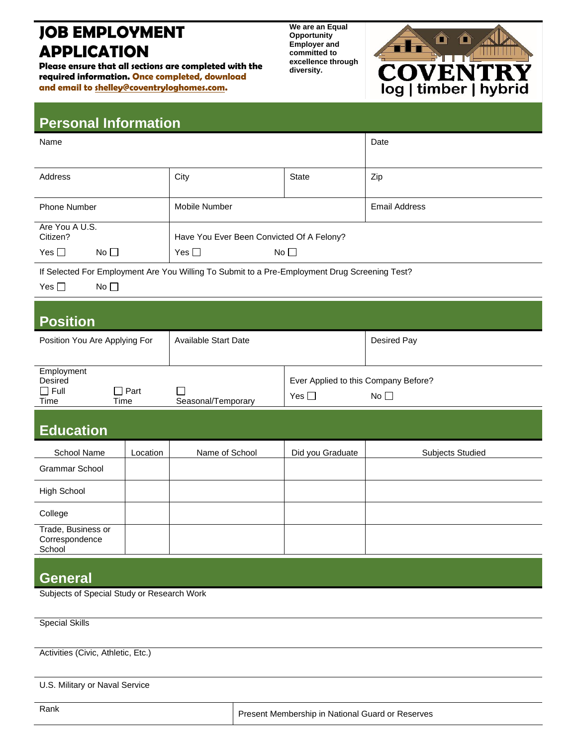# JOB EMPLOYMENT APPLICATION

**Please ensure that all sections are completed with the required information. Once completed, download and email to shelley@coventryloghomes.com.**

**We are an Equal Opportunity Employer and committed to excellence through diversity.**

COVENTRY
log | timber | hybrid

## Personal Information

| Name | | | Date |
|---|---|---|---|
| Address | City | State | Zip |
| Phone Number | Mobile Number | | Email Address |
| Are You A U.S. Citizen? Yes ☐ No ☐ | Have You Ever Been Convicted Of A Felony? Yes ☐ No ☐ | | |

If Selected For Employment Are You Willing To Submit to a Pre-Employment Drug Screening Test?

Yes ☐ No ☐

## Position

| Position You Are Applying For | Available Start Date | | Desired Pay |
|---|---|---|---|
| Employment Desired ☐ Full Time ☐ Part Time | ☐ Seasonal/Temporary | Ever Applied to this Company Before? Yes ☐ No ☐ | |

## Education

| School Name | Location | Name of School | Did you Graduate | Subjects Studied |
|---|---|---|---|---|
| Grammar School | | | | |
| High School | | | | |
| College | | | | |
| Trade, Business or Correspondence School | | | | |

## General

Subjects of Special Study or Research Work

Special Skills

Activities (Civic, Athletic, Etc.)

U.S. Military or Naval Service

| Rank | Present Membership in National Guard or Reserves |
|---|---|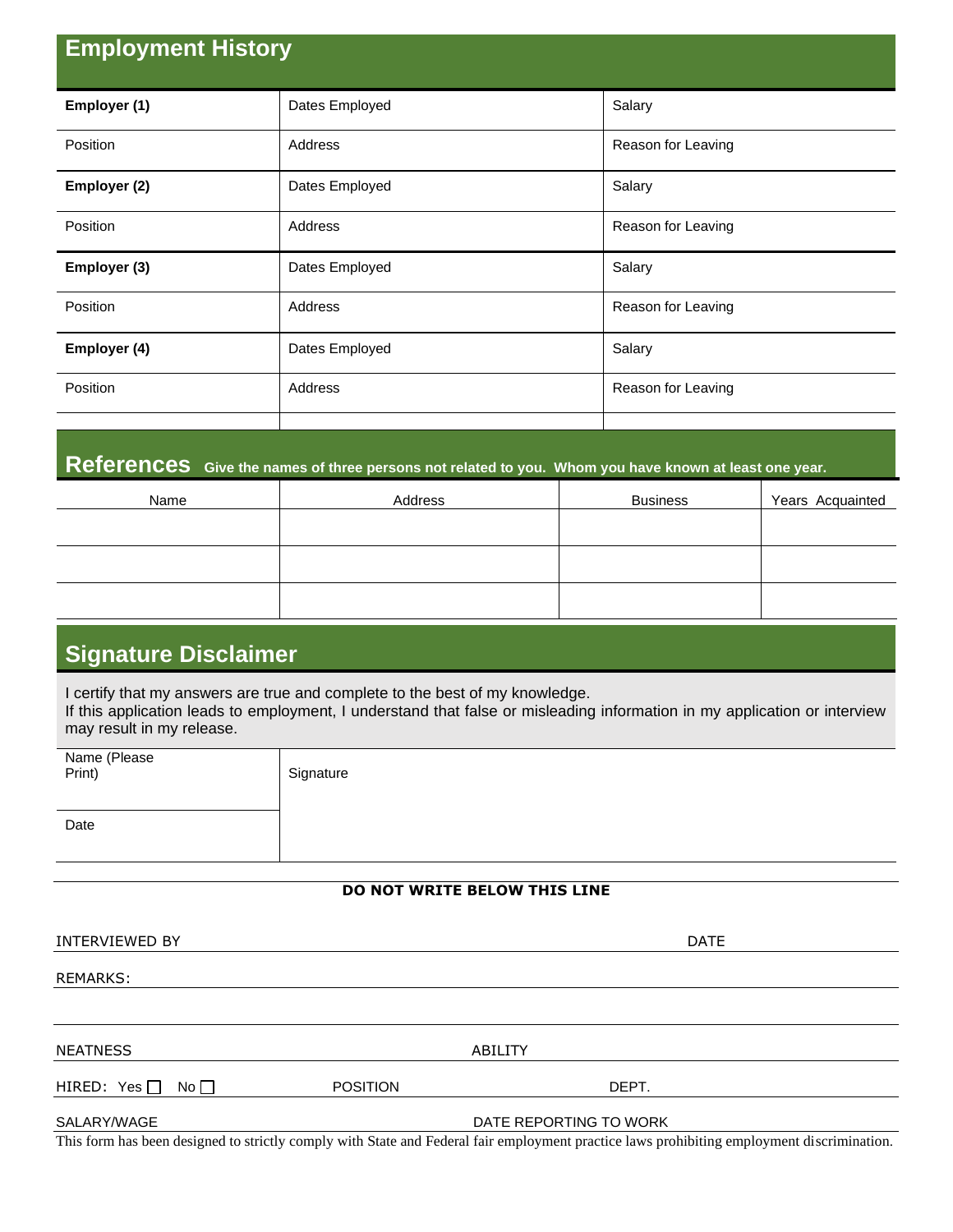## Employment History

| | | |
|---|---|---|
| **Employer (1)** | Dates Employed | Salary |
| Position | Address | Reason for Leaving |
| **Employer (2)** | Dates Employed | Salary |
| Position | Address | Reason for Leaving |
| **Employer (3)** | Dates Employed | Salary |
| Position | Address | Reason for Leaving |
| **Employer (4)** | Dates Employed | Salary |
| Position | Address | Reason for Leaving |
| | | |

## References **Give the names of three persons not related to you. Whom you have known at least one year.**

| Name | Address | Business | Years Acquainted |
|---|---|---|---|
| | | | |
| | | | |
| | | | |

## Signature Disclaimer

I certify that my answers are true and complete to the best of my knowledge.
If this application leads to employment, I understand that false or misleading information in my application or interview may result in my release.

| | |
|---|---|
| Name (Please Print) | Signature |
| Date | |

**DO NOT WRITE BELOW THIS LINE**

INTERVIEWED BY DATE

REMARKS:

NEATNESS ABILITY

HIRED: Yes ☐ No ☐ POSITION DEPT.

SALARY/WAGE DATE REPORTING TO WORK

This form has been designed to strictly comply with State and Federal fair employment practice laws prohibiting employment discrimination.